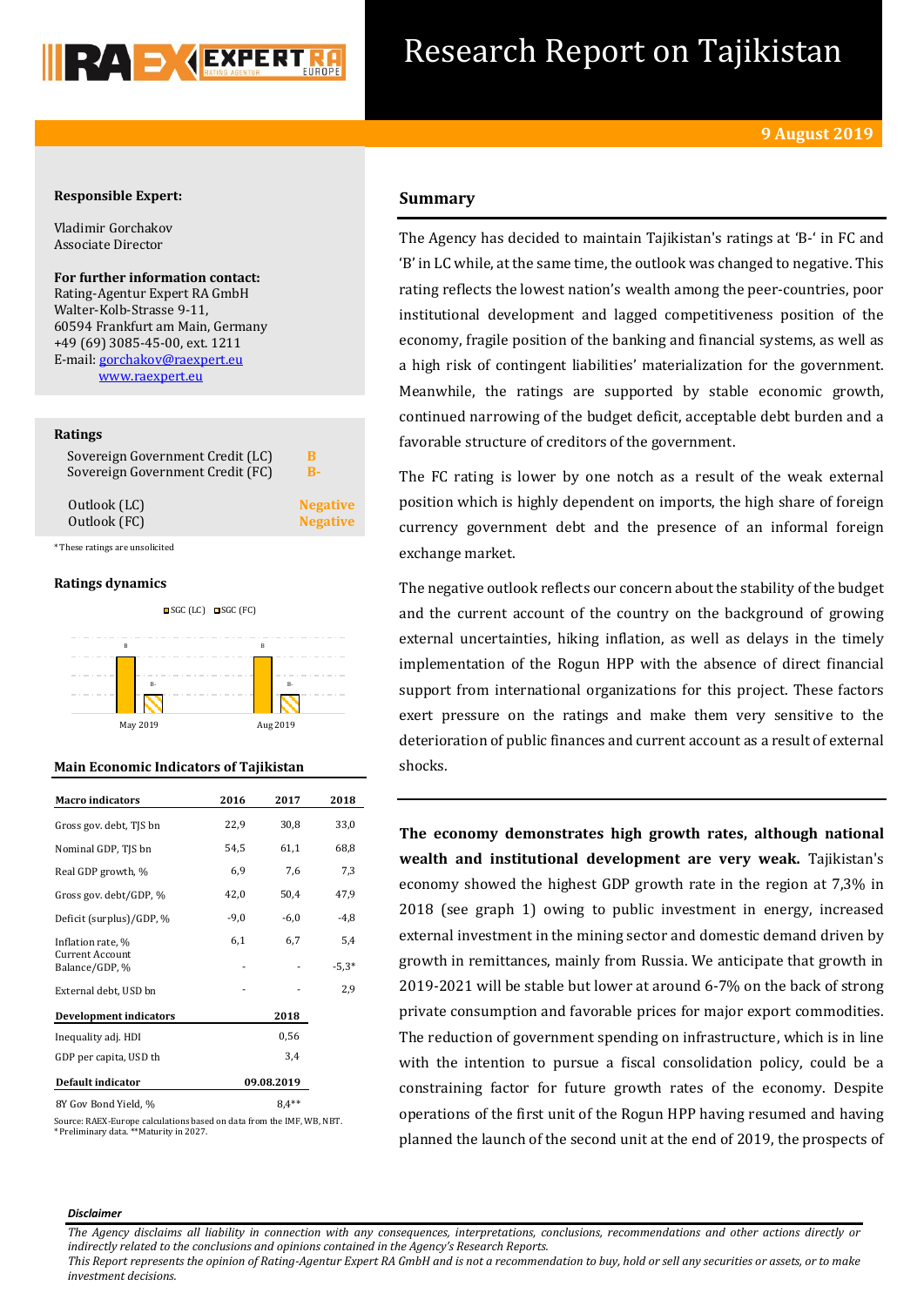# Research Report on Tajikistan

**9 August 2019**

**Responsible Expert:**

Vladimir Gorchakov
Associate Director

**For further information contact:**
Rating-Agentur Expert RA GmbH
Walter-Kolb-Strasse 9-11,
60594 Frankfurt am Main, Germany
+49 (69) 3085-45-00, ext. 1211
E-mail: gorchakov@raexpert.eu
www.raexpert.eu

**Ratings**

| | |
|---|---|
| Sovereign Government Credit (LC) | B |
| Sovereign Government Credit (FC) | B- |
| Outlook (LC) | Negative |
| Outlook (FC) | Negative |

*These ratings are unsolicited

**Ratings dynamics**

SGC (LC) SGC (FC)

| | SGC (LC) | SGC (FC) |
|---|---|---|
| May 2019 | B | B- |
| Aug 2019 | B | B- |

**Main Economic Indicators of Tajikistan**

| Macro indicators | 2016 | 2017 | 2018 |
|---|---|---|---|
| Gross gov. debt, TJS bn | 22,9 | 30,8 | 33,0 |
| Nominal GDP, TJS bn | 54,5 | 61,1 | 68,8 |
| Real GDP growth, % | 6,9 | 7,6 | 7,3 |
| Gross gov. debt/GDP, % | 42,0 | 50,4 | 47,9 |
| Deficit (surplus)/GDP, % | -9,0 | -6,0 | -4,8 |
| Inflation rate, % | 6,1 | 6,7 | 5,4 |
| Current Account Balance/GDP, % | - | - | -5,3* |
| External debt, USD bn | - | - | 2,9 |
| **Development indicators** | | | **2018** |
| Inequality adj. HDI | | | 0,56 |
| GDP per capita, USD th | | | 3,4 |
| **Default indicator** | | | **09.08.2019** |
| 8Y Gov Bond Yield, % | | | 8,4** |

Source: RAEX-Europe calculations based on data from the IMF, WB, NBT.
*Preliminary data. **Maturity in 2027.

## Summary

The Agency has decided to maintain Tajikistan's ratings at 'B-' in FC and 'B' in LC while, at the same time, the outlook was changed to negative. This rating reflects the lowest nation's wealth among the peer-countries, poor institutional development and lagged competitiveness position of the economy, fragile position of the banking and financial systems, as well as a high risk of contingent liabilities' materialization for the government. Meanwhile, the ratings are supported by stable economic growth, continued narrowing of the budget deficit, acceptable debt burden and a favorable structure of creditors of the government.

The FC rating is lower by one notch as a result of the weak external position which is highly dependent on imports, the high share of foreign currency government debt and the presence of an informal foreign exchange market.

The negative outlook reflects our concern about the stability of the budget and the current account of the country on the background of growing external uncertainties, hiking inflation, as well as delays in the timely implementation of the Rogun HPP with the absence of direct financial support from international organizations for this project. These factors exert pressure on the ratings and make them very sensitive to the deterioration of public finances and current account as a result of external shocks.

**The economy demonstrates high growth rates, although national wealth and institutional development are very weak.** Tajikistan's economy showed the highest GDP growth rate in the region at 7,3% in 2018 (see graph 1) owing to public investment in energy, increased external investment in the mining sector and domestic demand driven by growth in remittances, mainly from Russia. We anticipate that growth in 2019-2021 will be stable but lower at around 6-7% on the back of strong private consumption and favorable prices for major export commodities. The reduction of government spending on infrastructure, which is in line with the intention to pursue a fiscal consolidation policy, could be a constraining factor for future growth rates of the economy. Despite operations of the first unit of the Rogun HPP having resumed and having planned the launch of the second unit at the end of 2019, the prospects of

***Disclaimer***

*The Agency disclaims all liability in connection with any consequences, interpretations, conclusions, recommendations and other actions directly or indirectly related to the conclusions and opinions contained in the Agency's Research Reports.*
*This Report represents the opinion of Rating-Agentur Expert RA GmbH and is not a recommendation to buy, hold or sell any securities or assets, or to make investment decisions.*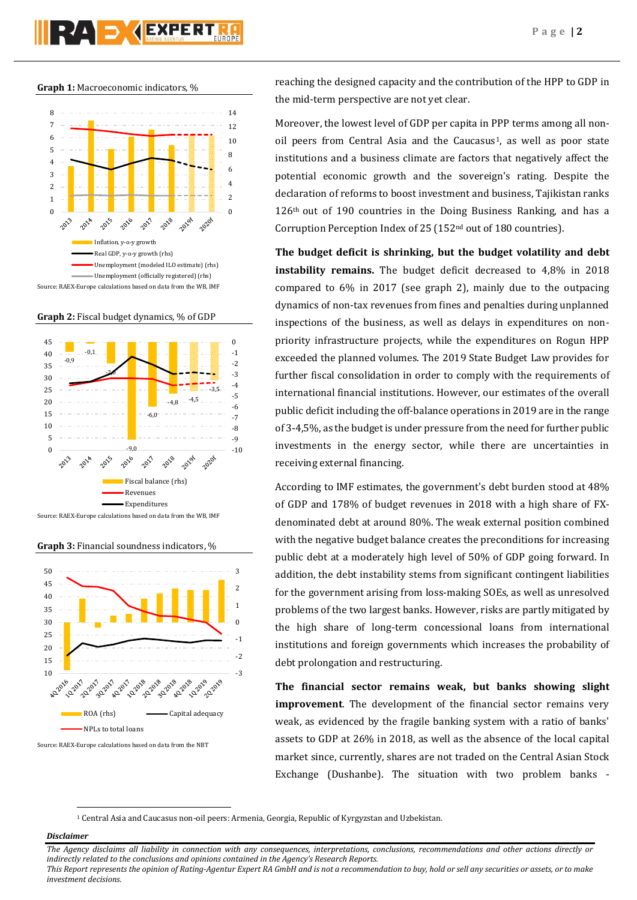**Graph 1:** Macroeconomic indicators, %

Source: RAEX-Europe calculations based on data from the WB, IMF

**Graph 2:** Fiscal budget dynamics, % of GDP

Source: RAEX-Europe calculations based on data from the WB, IMF

**Graph 3:** Financial soundness indicators, %

Source: RAEX-Europe calculations based on data from the NBT

reaching the designed capacity and the contribution of the HPP to GDP in the mid-term perspective are not yet clear.

Moreover, the lowest level of GDP per capita in PPP terms among all non-oil peers from Central Asia and the Caucasus[1], as well as poor state institutions and a business climate are factors that negatively affect the potential economic growth and the sovereign's rating. Despite the declaration of reforms to boost investment and business, Tajikistan ranks 126th out of 190 countries in the Doing Business Ranking, and has a Corruption Perception Index of 25 (152nd out of 180 countries).

**The budget deficit is shrinking, but the budget volatility and debt instability remains.** The budget deficit decreased to 4,8% in 2018 compared to 6% in 2017 (see graph 2), mainly due to the outpacing dynamics of non-tax revenues from fines and penalties during unplanned inspections of the business, as well as delays in expenditures on non-priority infrastructure projects, while the expenditures on Rogun HPP exceeded the planned volumes. The 2019 State Budget Law provides for further fiscal consolidation in order to comply with the requirements of international financial institutions. However, our estimates of the overall public deficit including the off-balance operations in 2019 are in the range of 3-4,5%, as the budget is under pressure from the need for further public investments in the energy sector, while there are uncertainties in receiving external financing.

According to IMF estimates, the government's debt burden stood at 48% of GDP and 178% of budget revenues in 2018 with a high share of FX-denominated debt at around 80%. The weak external position combined with the negative budget balance creates the preconditions for increasing public debt at a moderately high level of 50% of GDP going forward. In addition, the debt instability stems from significant contingent liabilities for the government arising from loss-making SOEs, as well as unresolved problems of the two largest banks. However, risks are partly mitigated by the high share of long-term concessional loans from international institutions and foreign governments which increases the probability of debt prolongation and restructuring.

**The financial sector remains weak, but banks showing slight improvement**. The development of the financial sector remains very weak, as evidenced by the fragile banking system with a ratio of banks' assets to GDP at 26% in 2018, as well as the absence of the local capital market since, currently, shares are not traded on the Central Asian Stock Exchange (Dushanbe). The situation with two problem banks -

[1] Central Asia and Caucasus non-oil peers: Armenia, Georgia, Republic of Kyrgyzstan and Uzbekistan.

***Disclaimer***

*The Agency disclaims all liability in connection with any consequences, interpretations, conclusions, recommendations and other actions directly or indirectly related to the conclusions and opinions contained in the Agency's Research Reports.*
*This Report represents the opinion of Rating-Agentur Expert RA GmbH and is not a recommendation to buy, hold or sell any securities or assets, or to make investment decisions.*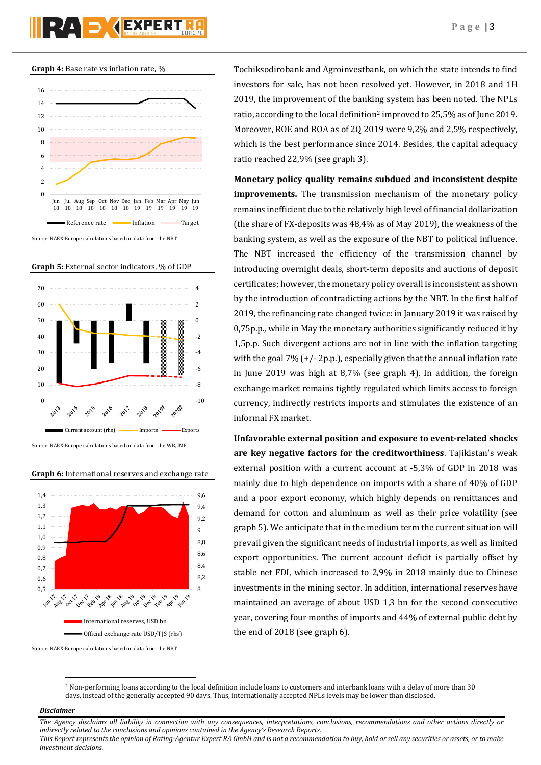**Graph 4:** Base rate vs inflation rate, %

Source: RAEX-Europe calculations based on data from the NBT

**Graph 5:** External sector indicators, % of GDP

Source: RAEX-Europe calculations based on data from the WB, IMF

**Graph 6:** International reserves and exchange rate

Source: RAEX-Europe calculations based on data from the NBT

Tochiksodirobank and Agroinvestbank, on which the state intends to find investors for sale, has not been resolved yet. However, in 2018 and 1H 2019, the improvement of the banking system has been noted. The NPLs ratio, according to the local definition[2] improved to 25,5% as of June 2019. Moreover, ROE and ROA as of 2Q 2019 were 9,2% and 2,5% respectively, which is the best performance since 2014. Besides, the capital adequacy ratio reached 22,9% (see graph 3).

**Monetary policy quality remains subdued and inconsistent despite improvements.** The transmission mechanism of the monetary policy remains inefficient due to the relatively high level of financial dollarization (the share of FX-deposits was 48,4% as of May 2019), the weakness of the banking system, as well as the exposure of the NBT to political influence. The NBT increased the efficiency of the transmission channel by introducing overnight deals, short-term deposits and auctions of deposit certificates; however, the monetary policy overall is inconsistent as shown by the introduction of contradicting actions by the NBT. In the first half of 2019, the refinancing rate changed twice: in January 2019 it was raised by 0,75p.p., while in May the monetary authorities significantly reduced it by 1,5p.p. Such divergent actions are not in line with the inflation targeting with the goal 7% (+/- 2p.p.), especially given that the annual inflation rate in June 2019 was high at 8,7% (see graph 4). In addition, the foreign exchange market remains tightly regulated which limits access to foreign currency, indirectly restricts imports and stimulates the existence of an informal FX market.

**Unfavorable external position and exposure to event-related shocks are key negative factors for the creditworthiness**. Tajikistan's weak external position with a current account at -5,3% of GDP in 2018 was mainly due to high dependence on imports with a share of 40% of GDP and a poor export economy, which highly depends on remittances and demand for cotton and aluminum as well as their price volatility (see graph 5). We anticipate that in the medium term the current situation will prevail given the significant needs of industrial imports, as well as limited export opportunities. The current account deficit is partially offset by stable net FDI, which increased to 2,9% in 2018 mainly due to Chinese investments in the mining sector. In addition, international reserves have maintained an average of about USD 1,3 bn for the second consecutive year, covering four months of imports and 44% of external public debt by the end of 2018 (see graph 6).

[2] Non-performing loans according to the local definition include loans to customers and interbank loans with a delay of more than 30 days, instead of the generally accepted 90 days. Thus, internationally accepted NPLs levels may be lower than disclosed.

***Disclaimer***

*The Agency disclaims all liability in connection with any consequences, interpretations, conclusions, recommendations and other actions directly or indirectly related to the conclusions and opinions contained in the Agency's Research Reports.*
*This Report represents the opinion of Rating-Agentur Expert RA GmbH and is not a recommendation to buy, hold or sell any securities or assets, or to make investment decisions.*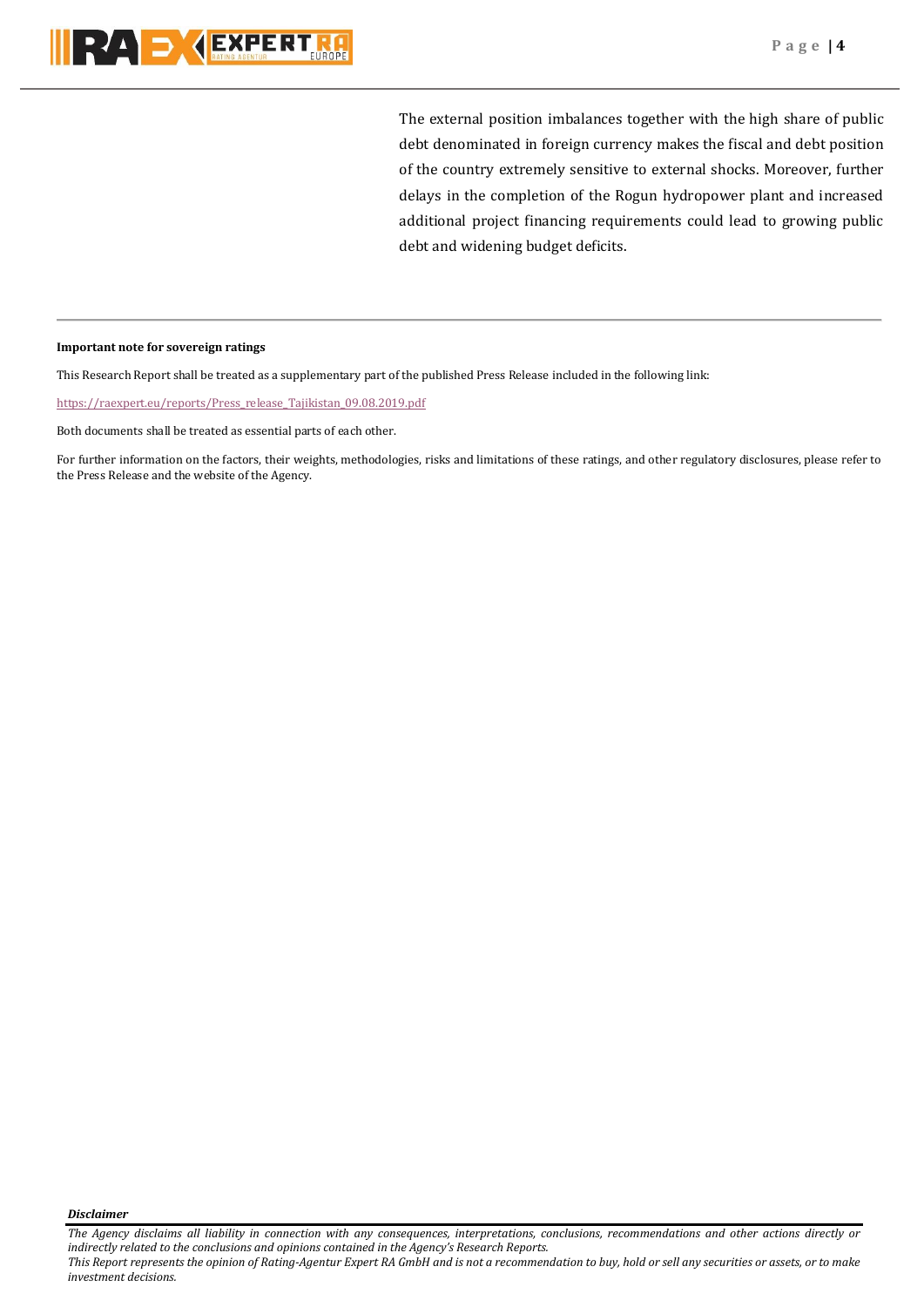The external position imbalances together with the high share of public debt denominated in foreign currency makes the fiscal and debt position of the country extremely sensitive to external shocks. Moreover, further delays in the completion of the Rogun hydropower plant and increased additional project financing requirements could lead to growing public debt and widening budget deficits.

---

**Important note for sovereign ratings**

This Research Report shall be treated as a supplementary part of the published Press Release included in the following link:

https://raexpert.eu/reports/Press_release_Tajikistan_09.08.2019.pdf

Both documents shall be treated as essential parts of each other.

For further information on the factors, their weights, methodologies, risks and limitations of these ratings, and other regulatory disclosures, please refer to the Press Release and the website of the Agency.

***Disclaimer***

*The Agency disclaims all liability in connection with any consequences, interpretations, conclusions, recommendations and other actions directly or indirectly related to the conclusions and opinions contained in the Agency's Research Reports.*

*This Report represents the opinion of Rating-Agentur Expert RA GmbH and is not a recommendation to buy, hold or sell any securities or assets, or to make investment decisions.*